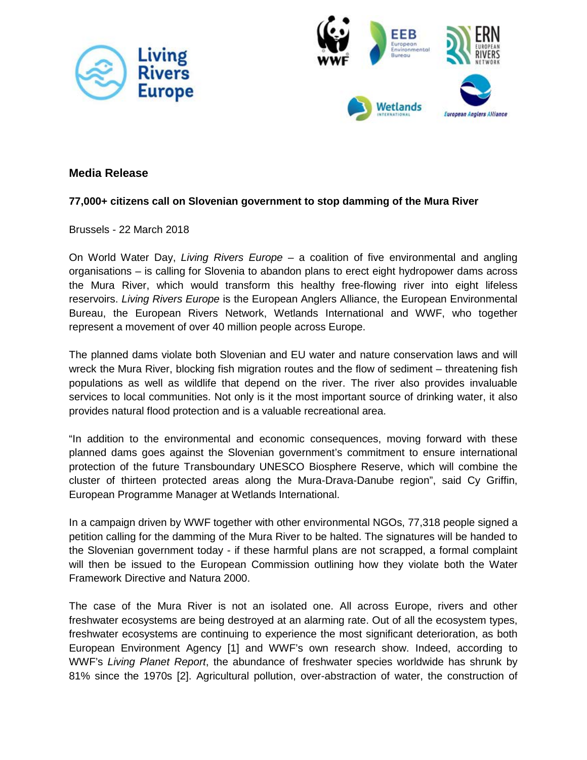**Media Release**

**77,000+ citizens call on Slovenian government to stop damming of the Mura River**

Brussels - 22 March 2018

On World Water Day, *Living Rivers Europe* – a coalition of five environmental and angling organisations – is calling for Slovenia to abandon plans to erect eight hydropower dams across the Mura River, which would transform this healthy free-flowing river into eight lifeless reservoirs. *Living Rivers Europe* is the European Anglers Alliance, the European Environmental Bureau, the European Rivers Network, Wetlands International and WWF, who together represent a movement of over 40 million people across Europe.

The planned dams violate both Slovenian and EU water and nature conservation laws and will wreck the Mura River, blocking fish migration routes and the flow of sediment – threatening fish populations as well as wildlife that depend on the river. The river also provides invaluable services to local communities. Not only is it the most important source of drinking water, it also provides natural flood protection and is a valuable recreational area.

"In addition to the environmental and economic consequences, moving forward with these planned dams goes against the Slovenian government's commitment to ensure international protection of the future Transboundary UNESCO Biosphere Reserve, which will combine the cluster of thirteen protected areas along the Mura-Drava-Danube region", said Cy Griffin, European Programme Manager at Wetlands International.

In a campaign driven by WWF together with other environmental NGOs, 77,318 people signed a petition calling for the damming of the Mura River to be halted. The signatures will be handed to the Slovenian government today - if these harmful plans are not scrapped, a formal complaint will then be issued to the European Commission outlining how they violate both the Water Framework Directive and Natura 2000.

The case of the Mura River is not an isolated one. All across Europe, rivers and other freshwater ecosystems are being destroyed at an alarming rate. Out of all the ecosystem types, freshwater ecosystems are continuing to experience the most significant deterioration, as both European Environment Agency [1] and WWF's own research show. Indeed, according to WWF's *Living Planet Report*, the abundance of freshwater species worldwide has shrunk by 81% since the 1970s [2]. Agricultural pollution, over-abstraction of water, the construction of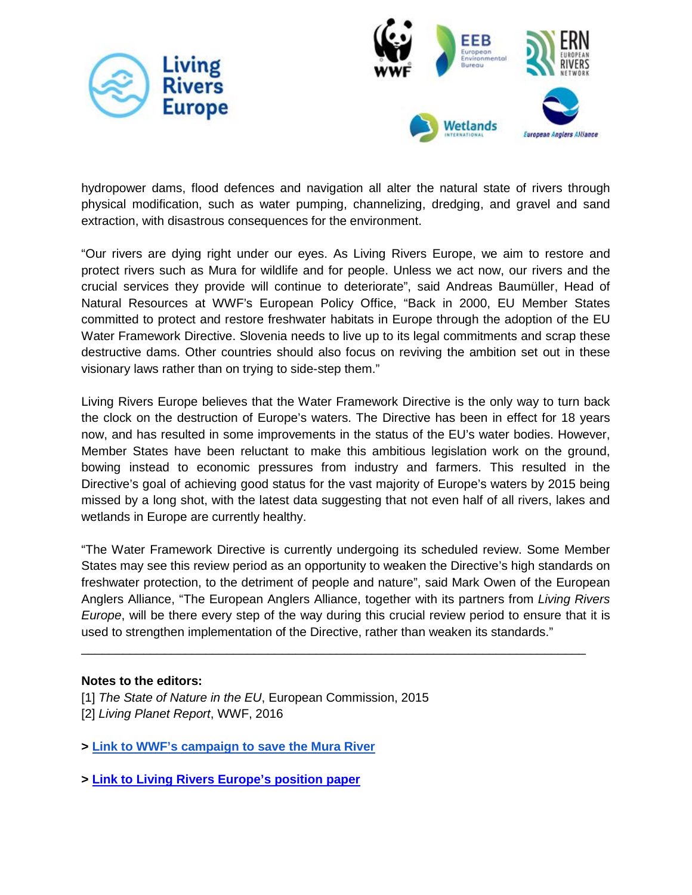hydropower dams, flood defences and navigation all alter the natural state of rivers through physical modification, such as water pumping, channelizing, dredging, and gravel and sand extraction, with disastrous consequences for the environment.

"Our rivers are dying right under our eyes. As Living Rivers Europe, we aim to restore and protect rivers such as Mura for wildlife and for people. Unless we act now, our rivers and the crucial services they provide will continue to deteriorate", said Andreas Baumüller, Head of Natural Resources at WWF's European Policy Office, "Back in 2000, EU Member States committed to protect and restore freshwater habitats in Europe through the adoption of the EU Water Framework Directive. Slovenia needs to live up to its legal commitments and scrap these destructive dams. Other countries should also focus on reviving the ambition set out in these visionary laws rather than on trying to side-step them."

Living Rivers Europe believes that the Water Framework Directive is the only way to turn back the clock on the destruction of Europe's waters. The Directive has been in effect for 18 years now, and has resulted in some improvements in the status of the EU's water bodies. However, Member States have been reluctant to make this ambitious legislation work on the ground, bowing instead to economic pressures from industry and farmers. This resulted in the Directive's goal of achieving good status for the vast majority of Europe's waters by 2015 being missed by a long shot, with the latest data suggesting that not even half of all rivers, lakes and wetlands in Europe are currently healthy.

"The Water Framework Directive is currently undergoing its scheduled review. Some Member States may see this review period as an opportunity to weaken the Directive's high standards on freshwater protection, to the detriment of people and nature", said Mark Owen of the European Anglers Alliance, "The European Anglers Alliance, together with its partners from *Living Rivers Europe*, will be there every step of the way during this crucial review period to ensure that it is used to strengthen implementation of the Directive, rather than weaken its standards."

---

**Notes to the editors:**

[1] *The State of Nature in the EU*, European Commission, 2015

[2] *Living Planet Report*, WWF, 2016

**> Link to WWF's campaign to save the Mura River**

**> Link to Living Rivers Europe's position paper**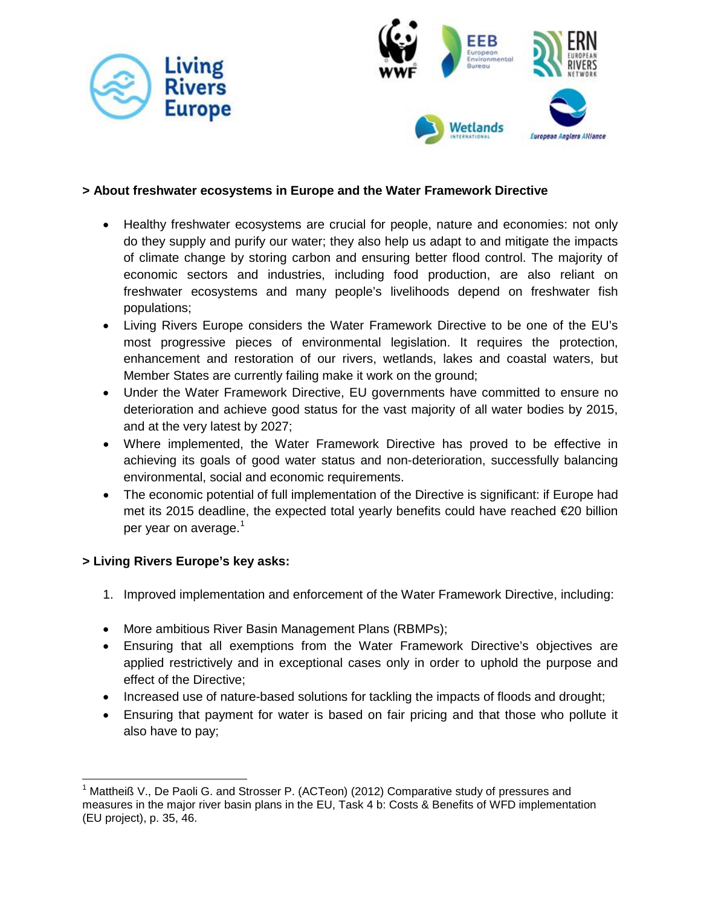### > About freshwater ecosystems in Europe and the Water Framework Directive

- Healthy freshwater ecosystems are crucial for people, nature and economies: not only do they supply and purify our water; they also help us adapt to and mitigate the impacts of climate change by storing carbon and ensuring better flood control. The majority of economic sectors and industries, including food production, are also reliant on freshwater ecosystems and many people's livelihoods depend on freshwater fish populations;
- Living Rivers Europe considers the Water Framework Directive to be one of the EU's most progressive pieces of environmental legislation. It requires the protection, enhancement and restoration of our rivers, wetlands, lakes and coastal waters, but Member States are currently failing make it work on the ground;
- Under the Water Framework Directive, EU governments have committed to ensure no deterioration and achieve good status for the vast majority of all water bodies by 2015, and at the very latest by 2027;
- Where implemented, the Water Framework Directive has proved to be effective in achieving its goals of good water status and non-deterioration, successfully balancing environmental, social and economic requirements.
- The economic potential of full implementation of the Directive is significant: if Europe had met its 2015 deadline, the expected total yearly benefits could have reached €20 billion per year on average.[1]

### > Living Rivers Europe's key asks:

1. Improved implementation and enforcement of the Water Framework Directive, including:

- More ambitious River Basin Management Plans (RBMPs);
- Ensuring that all exemptions from the Water Framework Directive's objectives are applied restrictively and in exceptional cases only in order to uphold the purpose and effect of the Directive;
- Increased use of nature-based solutions for tackling the impacts of floods and drought;
- Ensuring that payment for water is based on fair pricing and that those who pollute it also have to pay;

---

[1] Mattheiß V., De Paoli G. and Strosser P. (ACTeon) (2012) Comparative study of pressures and measures in the major river basin plans in the EU, Task 4 b: Costs & Benefits of WFD implementation (EU project), p. 35, 46.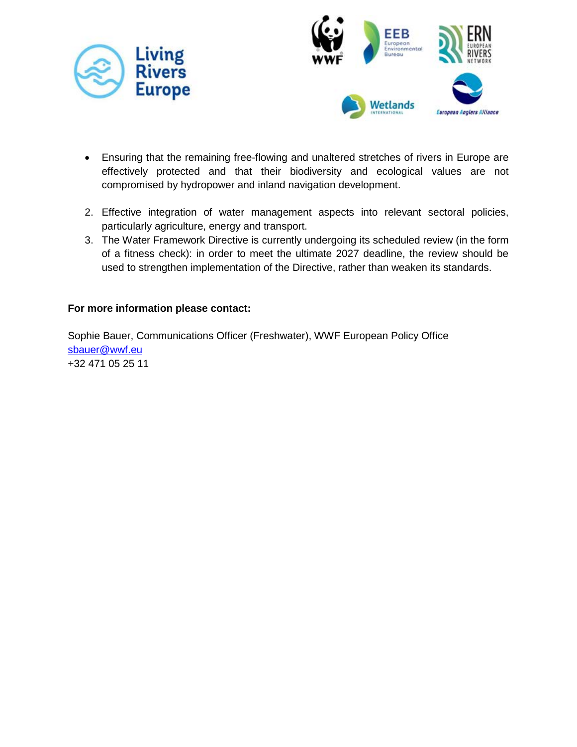- Ensuring that the remaining free-flowing and unaltered stretches of rivers in Europe are effectively protected and that their biodiversity and ecological values are not compromised by hydropower and inland navigation development.

2. Effective integration of water management aspects into relevant sectoral policies, particularly agriculture, energy and transport.
3. The Water Framework Directive is currently undergoing its scheduled review (in the form of a fitness check): in order to meet the ultimate 2027 deadline, the review should be used to strengthen implementation of the Directive, rather than weaken its standards.

**For more information please contact:**

Sophie Bauer, Communications Officer (Freshwater), WWF European Policy Office
sbauer@wwf.eu
+32 471 05 25 11